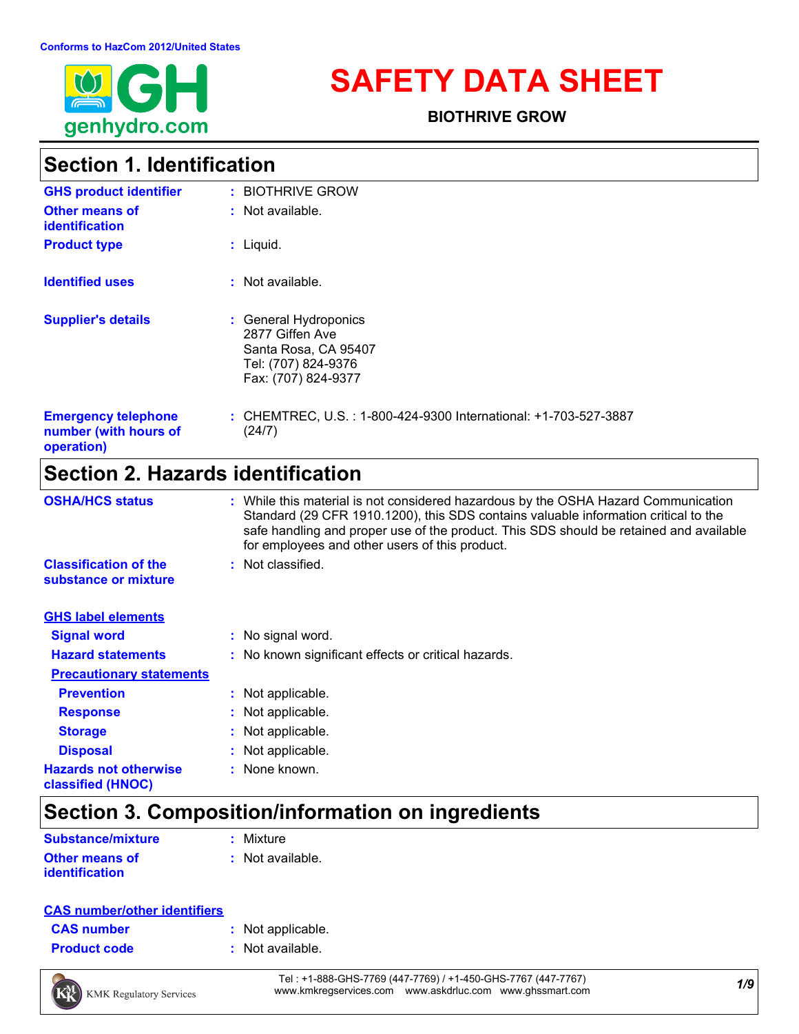Conforms to HazCom 2012/United States

# SAFETY DATA SHEET

**BIOTHRIVE GROW**

## Section 1. Identification

| | | |
|---|---|---|
| **GHS product identifier** | : | BIOTHRIVE GROW |
| **Other means of identification** | : | Not available. |
| **Product type** | : | Liquid. |
| **Identified uses** | : | Not available. |
| **Supplier's details** | : | General Hydroponics<br>2877 Giffen Ave<br>Santa Rosa, CA 95407<br>Tel: (707) 824-9376<br>Fax: (707) 824-9377 |
| **Emergency telephone number (with hours of operation)** | : | CHEMTREC, U.S. : 1-800-424-9300 International: +1-703-527-3887 (24/7) |

## Section 2. Hazards identification

| | | |
|---|---|---|
| **OSHA/HCS status** | : | While this material is not considered hazardous by the OSHA Hazard Communication Standard (29 CFR 1910.1200), this SDS contains valuable information critical to the safe handling and proper use of the product. This SDS should be retained and available for employees and other users of this product. |
| **Classification of the substance or mixture** | : | Not classified. |

**GHS label elements**

| | | |
|---|---|---|
| **Signal word** | : | No signal word. |
| **Hazard statements** | : | No known significant effects or critical hazards. |

**Precautionary statements**

| | | |
|---|---|---|
| **Prevention** | : | Not applicable. |
| **Response** | : | Not applicable. |
| **Storage** | : | Not applicable. |
| **Disposal** | : | Not applicable. |
| **Hazards not otherwise classified (HNOC)** | : | None known. |

## Section 3. Composition/information on ingredients

| | | |
|---|---|---|
| **Substance/mixture** | : | Mixture |
| **Other means of identification** | : | Not available. |

**CAS number/other identifiers**

| | | |
|---|---|---|
| **CAS number** | : | Not applicable. |
| **Product code** | : | Not available. |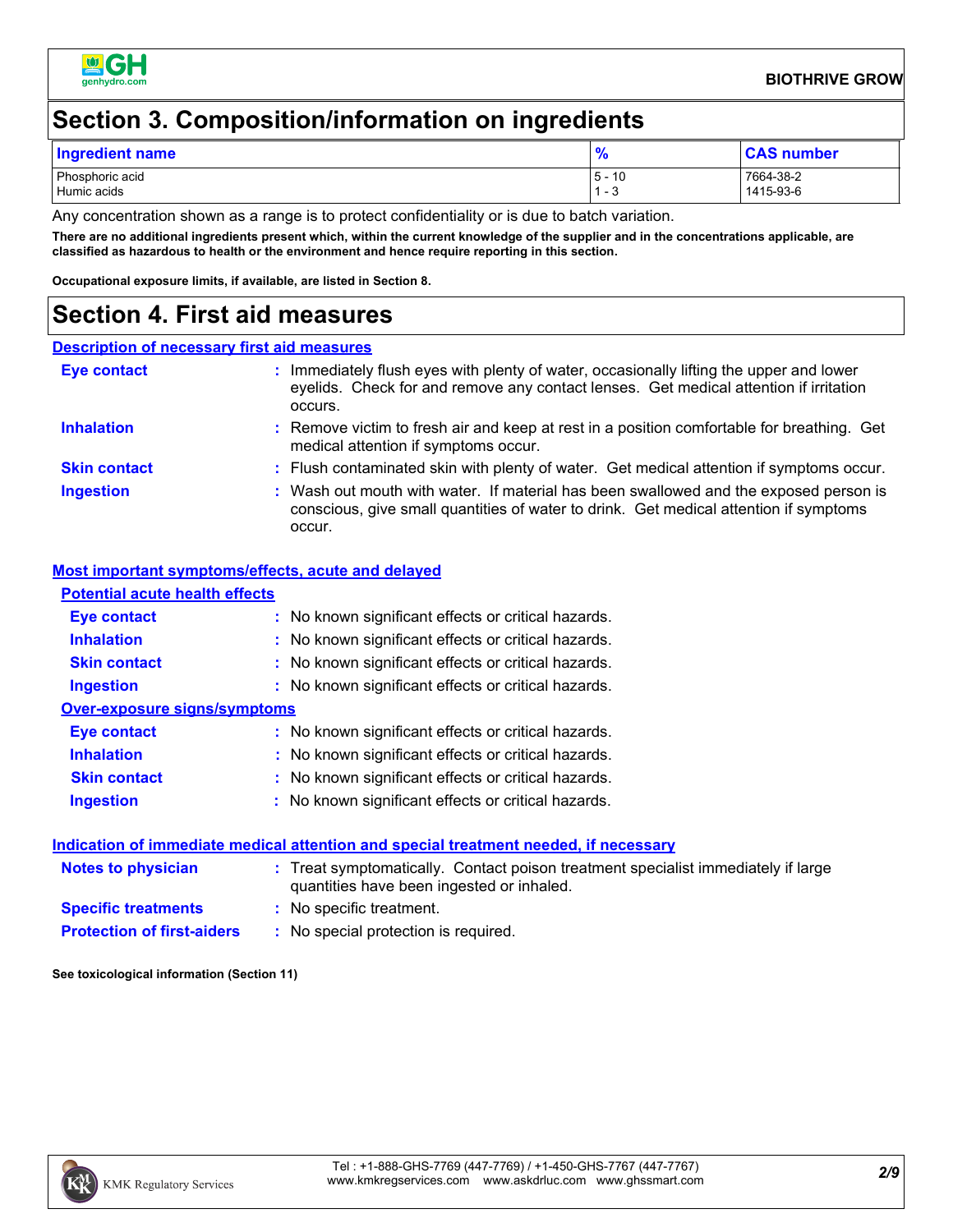## Section 3. Composition/information on ingredients

| Ingredient name | % | CAS number |
|---|---|---|
| Phosphoric acid | 5 - 10 | 7664-38-2 |
| Humic acids | 1 - 3 | 1415-93-6 |

Any concentration shown as a range is to protect confidentiality or is due to batch variation.

**There are no additional ingredients present which, within the current knowledge of the supplier and in the concentrations applicable, are classified as hazardous to health or the environment and hence require reporting in this section.**

**Occupational exposure limits, if available, are listed in Section 8.**

## Section 4. First aid measures

### Description of necessary first aid measures

**Eye contact** : Immediately flush eyes with plenty of water, occasionally lifting the upper and lower eyelids. Check for and remove any contact lenses. Get medical attention if irritation occurs.

**Inhalation** : Remove victim to fresh air and keep at rest in a position comfortable for breathing. Get medical attention if symptoms occur.

**Skin contact** : Flush contaminated skin with plenty of water. Get medical attention if symptoms occur.

**Ingestion** : Wash out mouth with water. If material has been swallowed and the exposed person is conscious, give small quantities of water to drink. Get medical attention if symptoms occur.

### Most important symptoms/effects, acute and delayed

#### Potential acute health effects

**Eye contact** : No known significant effects or critical hazards.

**Inhalation** : No known significant effects or critical hazards.

**Skin contact** : No known significant effects or critical hazards.

**Ingestion** : No known significant effects or critical hazards.

#### Over-exposure signs/symptoms

**Eye contact** : No known significant effects or critical hazards.

**Inhalation** : No known significant effects or critical hazards.

**Skin contact** : No known significant effects or critical hazards.

**Ingestion** : No known significant effects or critical hazards.

### Indication of immediate medical attention and special treatment needed, if necessary

**Notes to physician** : Treat symptomatically. Contact poison treatment specialist immediately if large quantities have been ingested or inhaled.

**Specific treatments** : No specific treatment.

**Protection of first-aiders** : No special protection is required.

**See toxicological information (Section 11)**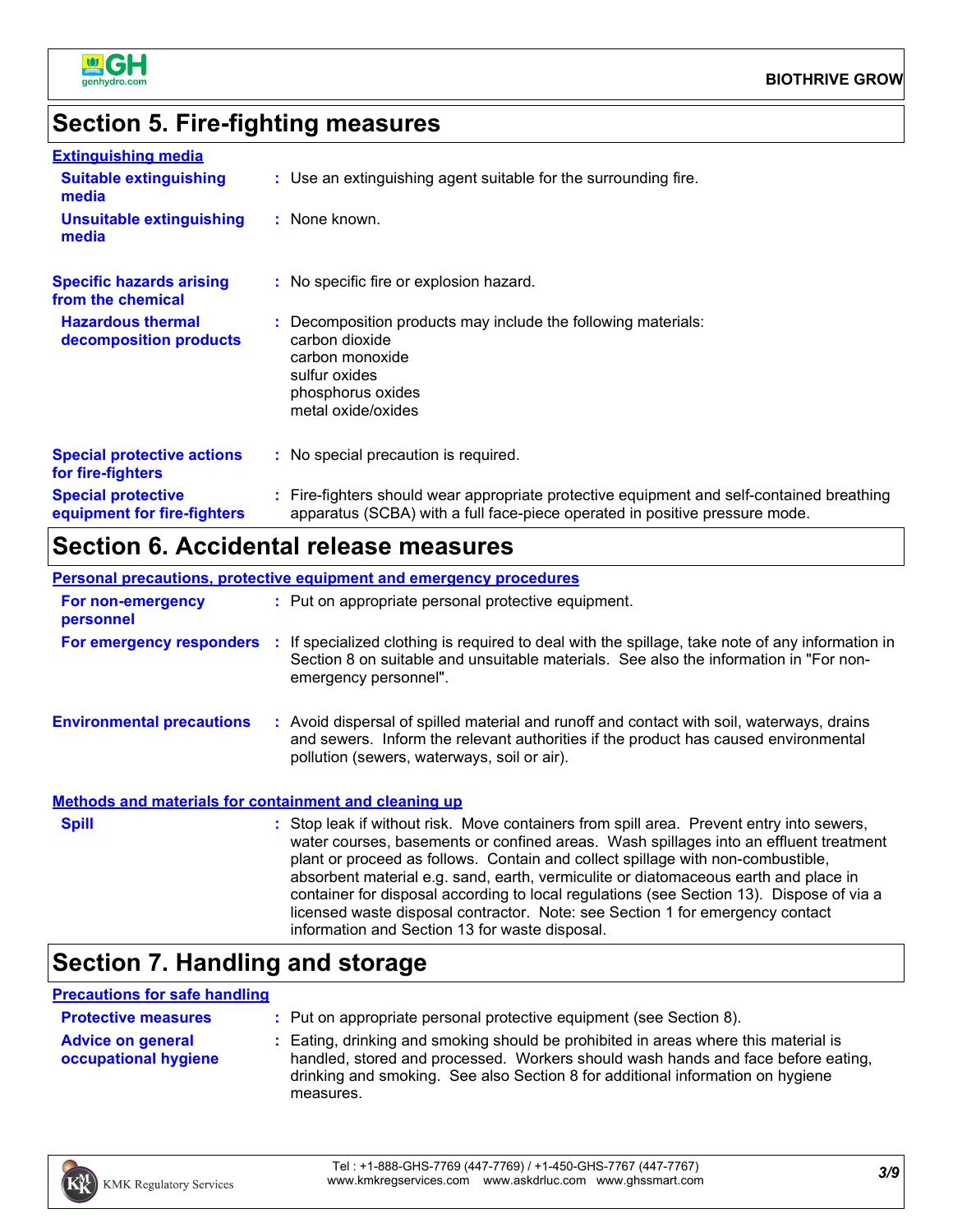## Section 5. Fire-fighting measures

**Extinguishing media**

**Suitable extinguishing media** : Use an extinguishing agent suitable for the surrounding fire.

**Unsuitable extinguishing media** : None known.

**Specific hazards arising from the chemical** : No specific fire or explosion hazard.

**Hazardous thermal decomposition products** : Decomposition products may include the following materials:
carbon dioxide
carbon monoxide
sulfur oxides
phosphorus oxides
metal oxide/oxides

**Special protective actions for fire-fighters** : No special precaution is required.

**Special protective equipment for fire-fighters** : Fire-fighters should wear appropriate protective equipment and self-contained breathing apparatus (SCBA) with a full face-piece operated in positive pressure mode.

## Section 6. Accidental release measures

**Personal precautions, protective equipment and emergency procedures**

**For non-emergency personnel** : Put on appropriate personal protective equipment.

**For emergency responders** : If specialized clothing is required to deal with the spillage, take note of any information in Section 8 on suitable and unsuitable materials. See also the information in "For non-emergency personnel".

**Environmental precautions** : Avoid dispersal of spilled material and runoff and contact with soil, waterways, drains and sewers. Inform the relevant authorities if the product has caused environmental pollution (sewers, waterways, soil or air).

**Methods and materials for containment and cleaning up**

**Spill** : Stop leak if without risk. Move containers from spill area. Prevent entry into sewers, water courses, basements or confined areas. Wash spillages into an effluent treatment plant or proceed as follows. Contain and collect spillage with non-combustible, absorbent material e.g. sand, earth, vermiculite or diatomaceous earth and place in container for disposal according to local regulations (see Section 13). Dispose of via a licensed waste disposal contractor. Note: see Section 1 for emergency contact information and Section 13 for waste disposal.

## Section 7. Handling and storage

**Precautions for safe handling**

**Protective measures** : Put on appropriate personal protective equipment (see Section 8).

**Advice on general occupational hygiene** : Eating, drinking and smoking should be prohibited in areas where this material is handled, stored and processed. Workers should wash hands and face before eating, drinking and smoking. See also Section 8 for additional information on hygiene measures.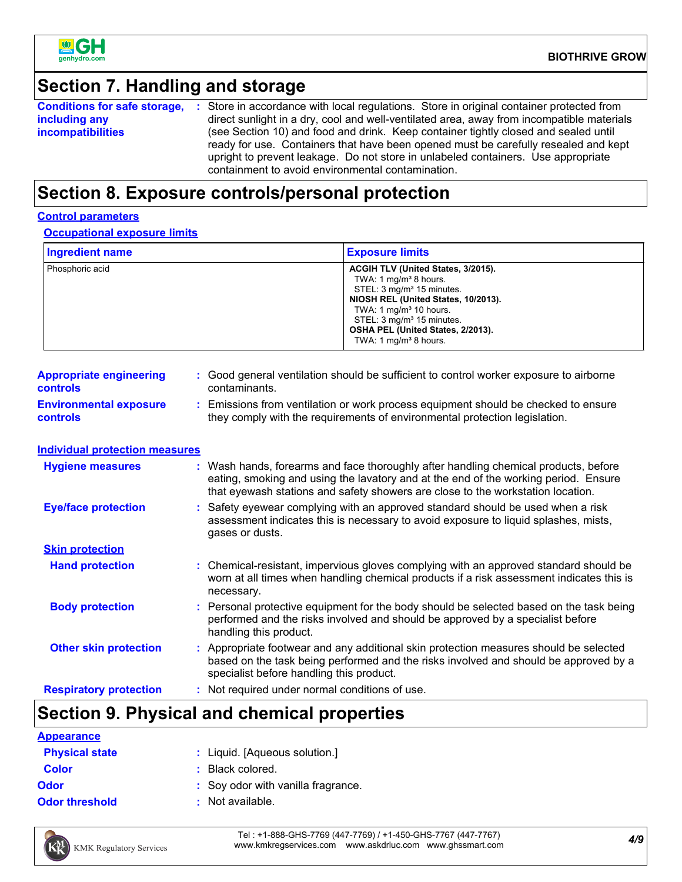## Section 7. Handling and storage

**Conditions for safe storage, including any incompatibilities** : Store in accordance with local regulations. Store in original container protected from direct sunlight in a dry, cool and well-ventilated area, away from incompatible materials (see Section 10) and food and drink. Keep container tightly closed and sealed until ready for use. Containers that have been opened must be carefully resealed and kept upright to prevent leakage. Do not store in unlabeled containers. Use appropriate containment to avoid environmental contamination.

## Section 8. Exposure controls/personal protection

### Control parameters

#### Occupational exposure limits

| Ingredient name | Exposure limits |
|---|---|
| Phosphoric acid | **ACGIH TLV (United States, 3/2015).**<br>TWA: 1 mg/m³ 8 hours.<br>STEL: 3 mg/m³ 15 minutes.<br>**NIOSH REL (United States, 10/2013).**<br>TWA: 1 mg/m³ 10 hours.<br>STEL: 3 mg/m³ 15 minutes.<br>**OSHA PEL (United States, 2/2013).**<br>TWA: 1 mg/m³ 8 hours. |

**Appropriate engineering controls** : Good general ventilation should be sufficient to control worker exposure to airborne contaminants.

**Environmental exposure controls** : Emissions from ventilation or work process equipment should be checked to ensure they comply with the requirements of environmental protection legislation.

### Individual protection measures

**Hygiene measures** : Wash hands, forearms and face thoroughly after handling chemical products, before eating, smoking and using the lavatory and at the end of the working period. Ensure that eyewash stations and safety showers are close to the workstation location.

**Eye/face protection** : Safety eyewear complying with an approved standard should be used when a risk assessment indicates this is necessary to avoid exposure to liquid splashes, mists, gases or dusts.

#### Skin protection

**Hand protection** : Chemical-resistant, impervious gloves complying with an approved standard should be worn at all times when handling chemical products if a risk assessment indicates this is necessary.

**Body protection** : Personal protective equipment for the body should be selected based on the task being performed and the risks involved and should be approved by a specialist before handling this product.

**Other skin protection** : Appropriate footwear and any additional skin protection measures should be selected based on the task being performed and the risks involved and should be approved by a specialist before handling this product.

**Respiratory protection** : Not required under normal conditions of use.

## Section 9. Physical and chemical properties

### Appearance

**Physical state** : Liquid. [Aqueous solution.]

**Color** : Black colored.

**Odor** : Soy odor with vanilla fragrance.

**Odor threshold** : Not available.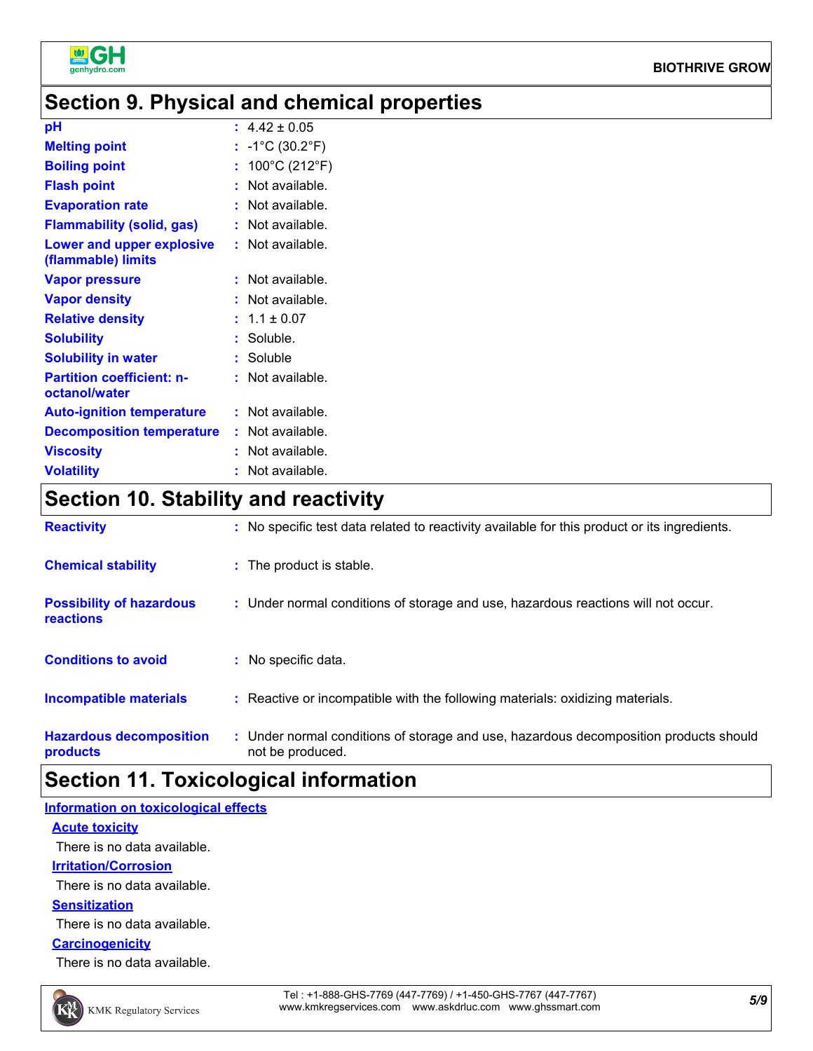## Section 9. Physical and chemical properties

| Property | Value |
| --- | --- |
| **pH** | 4.42 ± 0.05 |
| **Melting point** | -1°C (30.2°F) |
| **Boiling point** | 100°C (212°F) |
| **Flash point** | Not available. |
| **Evaporation rate** | Not available. |
| **Flammability (solid, gas)** | Not available. |
| **Lower and upper explosive (flammable) limits** | Not available. |
| **Vapor pressure** | Not available. |
| **Vapor density** | Not available. |
| **Relative density** | 1.1 ± 0.07 |
| **Solubility** | Soluble. |
| **Solubility in water** | Soluble |
| **Partition coefficient: n-octanol/water** | Not available. |
| **Auto-ignition temperature** | Not available. |
| **Decomposition temperature** | Not available. |
| **Viscosity** | Not available. |
| **Volatility** | Not available. |

## Section 10. Stability and reactivity

| Property | Value |
| --- | --- |
| **Reactivity** | No specific test data related to reactivity available for this product or its ingredients. |
| **Chemical stability** | The product is stable. |
| **Possibility of hazardous reactions** | Under normal conditions of storage and use, hazardous reactions will not occur. |
| **Conditions to avoid** | No specific data. |
| **Incompatible materials** | Reactive or incompatible with the following materials: oxidizing materials. |
| **Hazardous decomposition products** | Under normal conditions of storage and use, hazardous decomposition products should not be produced. |

## Section 11. Toxicological information

### Information on toxicological effects

#### Acute toxicity

There is no data available.

#### Irritation/Corrosion

There is no data available.

#### Sensitization

There is no data available.

#### Carcinogenicity

There is no data available.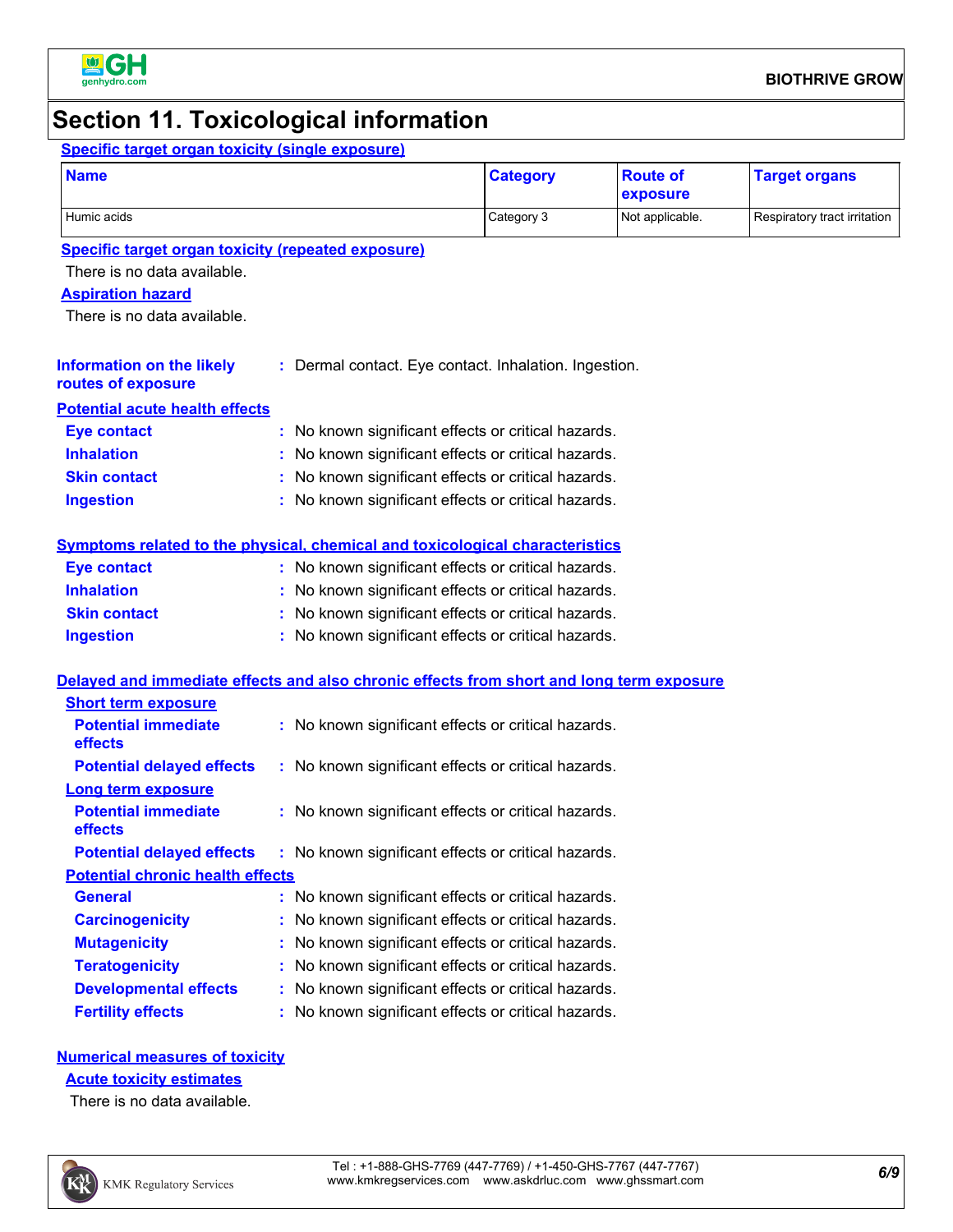# Section 11. Toxicological information

### Specific target organ toxicity (single exposure)

| Name | Category | Route of exposure | Target organs |
|---|---|---|---|
| Humic acids | Category 3 | Not applicable. | Respiratory tract irritation |

### Specific target organ toxicity (repeated exposure)

There is no data available.

### Aspiration hazard

There is no data available.

**Information on the likely routes of exposure** : Dermal contact. Eye contact. Inhalation. Ingestion.

### Potential acute health effects

**Eye contact** : No known significant effects or critical hazards.

**Inhalation** : No known significant effects or critical hazards.

**Skin contact** : No known significant effects or critical hazards.

**Ingestion** : No known significant effects or critical hazards.

### Symptoms related to the physical, chemical and toxicological characteristics

**Eye contact** : No known significant effects or critical hazards.

**Inhalation** : No known significant effects or critical hazards.

**Skin contact** : No known significant effects or critical hazards.

**Ingestion** : No known significant effects or critical hazards.

### Delayed and immediate effects and also chronic effects from short and long term exposure

#### Short term exposure

**Potential immediate effects** : No known significant effects or critical hazards.

**Potential delayed effects** : No known significant effects or critical hazards.

#### Long term exposure

**Potential immediate effects** : No known significant effects or critical hazards.

**Potential delayed effects** : No known significant effects or critical hazards.

#### Potential chronic health effects

**General** : No known significant effects or critical hazards.

**Carcinogenicity** : No known significant effects or critical hazards.

**Mutagenicity** : No known significant effects or critical hazards.

**Teratogenicity** : No known significant effects or critical hazards.

**Developmental effects** : No known significant effects or critical hazards.

**Fertility effects** : No known significant effects or critical hazards.

### Numerical measures of toxicity

#### Acute toxicity estimates

There is no data available.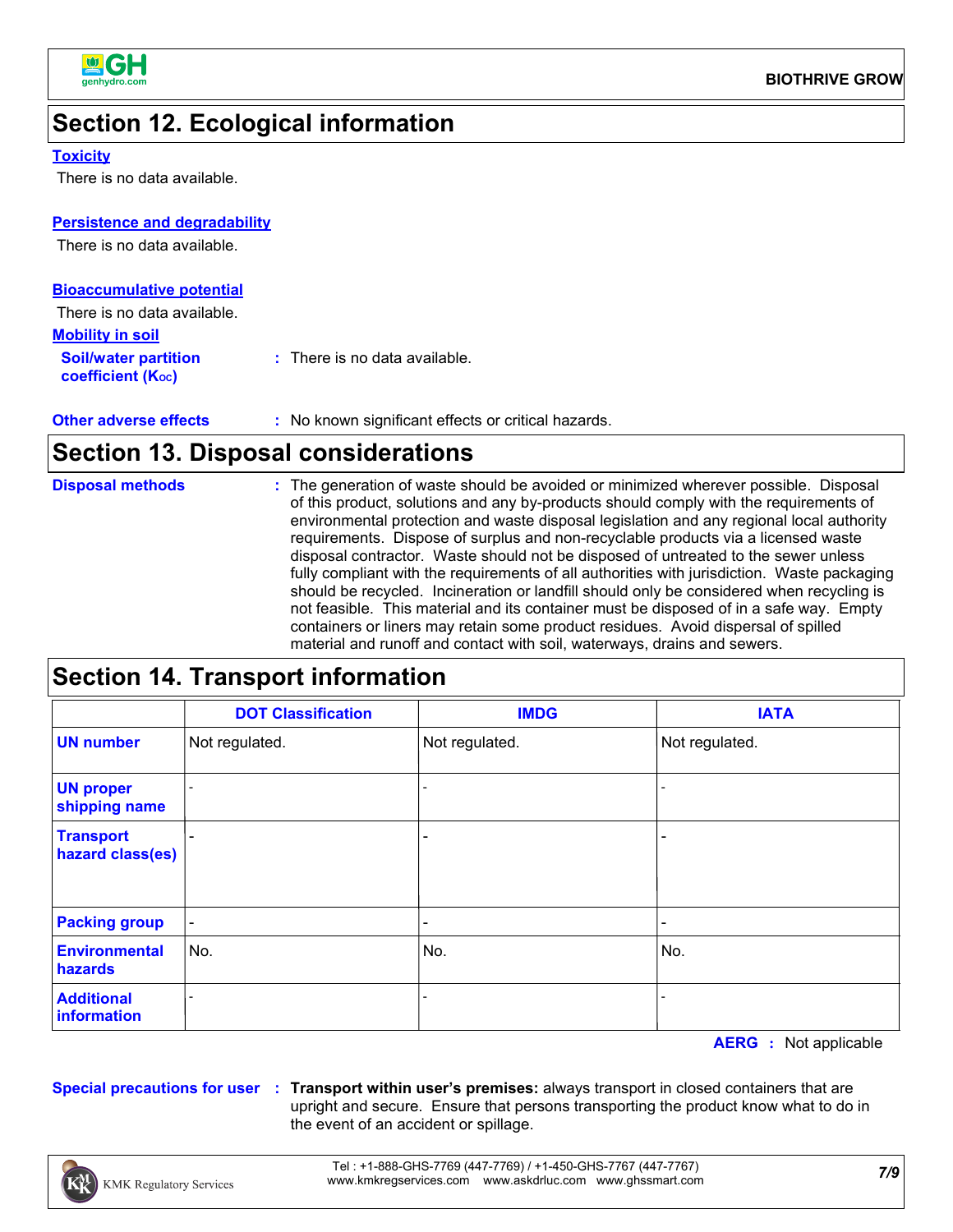## Section 12. Ecological information

**Toxicity**

There is no data available.

**Persistence and degradability**

There is no data available.

**Bioaccumulative potential**

There is no data available.

**Mobility in soil**

**Soil/water partition coefficient ($K_{OC}$)** : There is no data available.

**Other adverse effects** : No known significant effects or critical hazards.

## Section 13. Disposal considerations

**Disposal methods** : The generation of waste should be avoided or minimized wherever possible. Disposal of this product, solutions and any by-products should comply with the requirements of environmental protection and waste disposal legislation and any regional local authority requirements. Dispose of surplus and non-recyclable products via a licensed waste disposal contractor. Waste should not be disposed of untreated to the sewer unless fully compliant with the requirements of all authorities with jurisdiction. Waste packaging should be recycled. Incineration or landfill should only be considered when recycling is not feasible. This material and its container must be disposed of in a safe way. Empty containers or liners may retain some product residues. Avoid dispersal of spilled material and runoff and contact with soil, waterways, drains and sewers.

## Section 14. Transport information

| | DOT Classification | IMDG | IATA |
|---|---|---|---|
| **UN number** | Not regulated. | Not regulated. | Not regulated. |
| **UN proper shipping name** | - | - | - |
| **Transport hazard class(es)** | - | - | - |
| **Packing group** | - | - | - |
| **Environmental hazards** | No. | No. | No. |
| **Additional information** | - | - | - |

**AERG** : Not applicable

**Special precautions for user** : **Transport within user's premises:** always transport in closed containers that are upright and secure. Ensure that persons transporting the product know what to do in the event of an accident or spillage.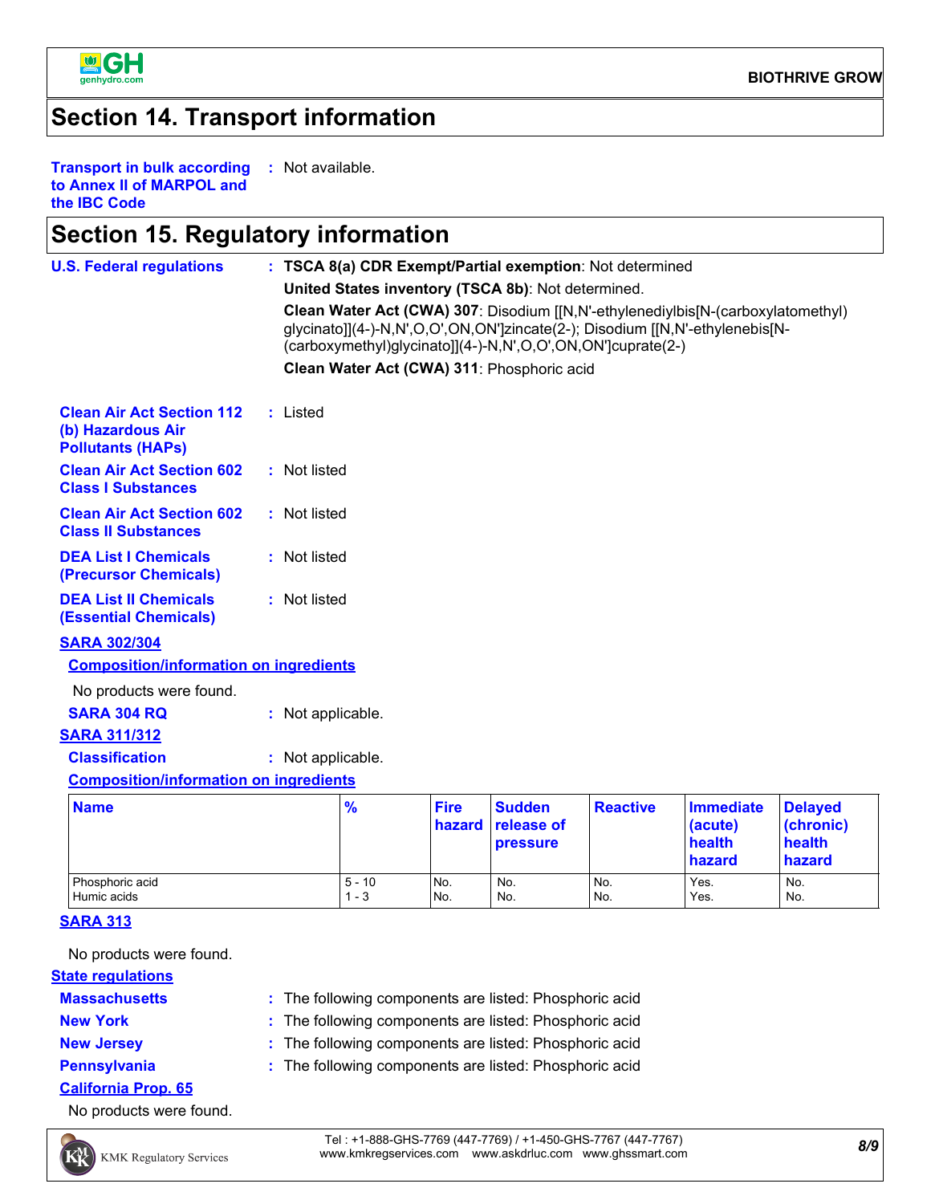## Section 14. Transport information

**Transport in bulk according to Annex II of MARPOL and the IBC Code** : Not available.

## Section 15. Regulatory information

**U.S. Federal regulations** : **TSCA 8(a) CDR Exempt/Partial exemption**: Not determined

**United States inventory (TSCA 8b)**: Not determined.

**Clean Water Act (CWA) 307**: Disodium [[N,N'-ethylenediylbis[N-(carboxylatomethyl) glycinato]](4-)-N,N',O,O',ON,ON']zincate(2-); Disodium [[N,N'-ethylenebis[N-(carboxymethyl)glycinato]](4-)-N,N',O,O',ON,ON']cuprate(2-)

**Clean Water Act (CWA) 311**: Phosphoric acid

**Clean Air Act Section 112 (b) Hazardous Air Pollutants (HAPs)** : Listed

**Clean Air Act Section 602 Class I Substances** : Not listed

**Clean Air Act Section 602 Class II Substances** : Not listed

**DEA List I Chemicals (Precursor Chemicals)** : Not listed

**DEA List II Chemicals (Essential Chemicals)** : Not listed

**SARA 302/304**

**Composition/information on ingredients**

No products were found.

**SARA 304 RQ** : Not applicable.

**SARA 311/312**

**Classification** : Not applicable.

**Composition/information on ingredients**

| Name | % | Fire hazard | Sudden release of pressure | Reactive | Immediate (acute) health hazard | Delayed (chronic) health hazard |
|---|---|---|---|---|---|---|
| Phosphoric acid | 5 - 10 | No. | No. | No. | Yes. | No. |
| Humic acids | 1 - 3 | No. | No. | No. | Yes. | No. |

**SARA 313**

No products were found.

**State regulations**

**Massachusetts** : The following components are listed: Phosphoric acid

**New York** : The following components are listed: Phosphoric acid

**New Jersey** : The following components are listed: Phosphoric acid

**Pennsylvania** : The following components are listed: Phosphoric acid

**California Prop. 65**

No products were found.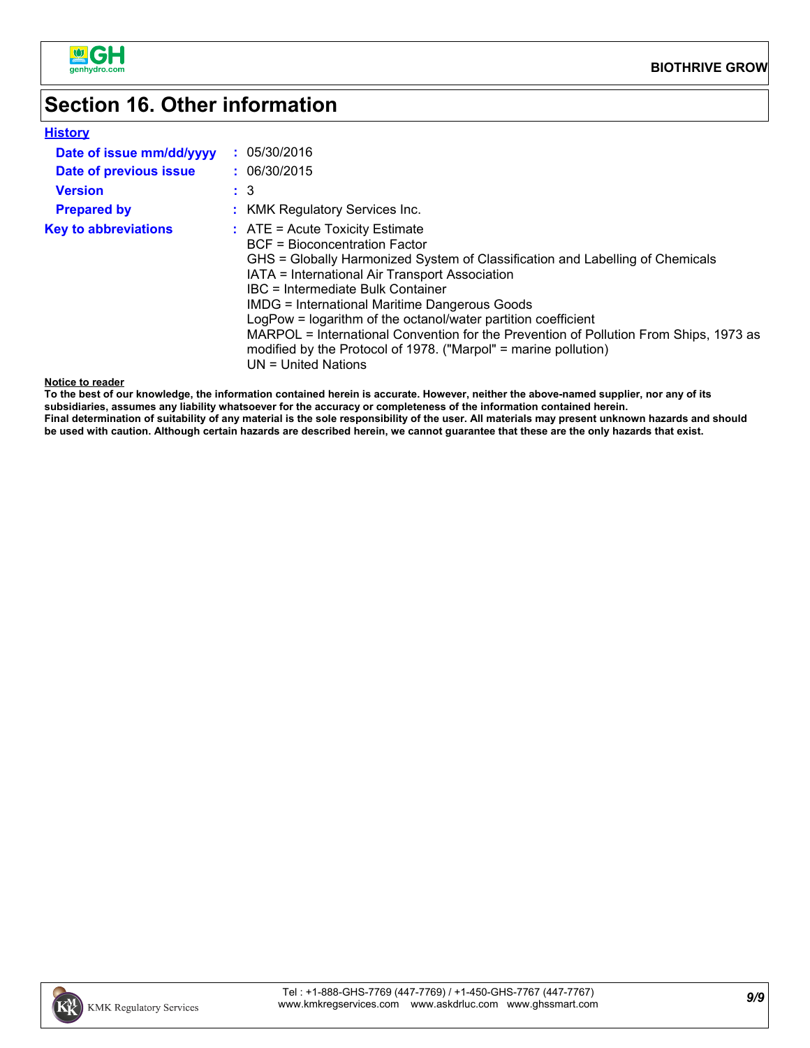## Section 16. Other information

**History**

**Date of issue mm/dd/yyyy** : 05/30/2016

**Date of previous issue** : 06/30/2015

**Version** : 3

**Prepared by** : KMK Regulatory Services Inc.

**Key to abbreviations** : ATE = Acute Toxicity Estimate
BCF = Bioconcentration Factor
GHS = Globally Harmonized System of Classification and Labelling of Chemicals
IATA = International Air Transport Association
IBC = Intermediate Bulk Container
IMDG = International Maritime Dangerous Goods
LogPow = logarithm of the octanol/water partition coefficient
MARPOL = International Convention for the Prevention of Pollution From Ships, 1973 as modified by the Protocol of 1978. ("Marpol" = marine pollution)
UN = United Nations

**Notice to reader**

**To the best of our knowledge, the information contained herein is accurate. However, neither the above-named supplier, nor any of its subsidiaries, assumes any liability whatsoever for the accuracy or completeness of the information contained herein.**
**Final determination of suitability of any material is the sole responsibility of the user. All materials may present unknown hazards and should be used with caution. Although certain hazards are described herein, we cannot guarantee that these are the only hazards that exist.**